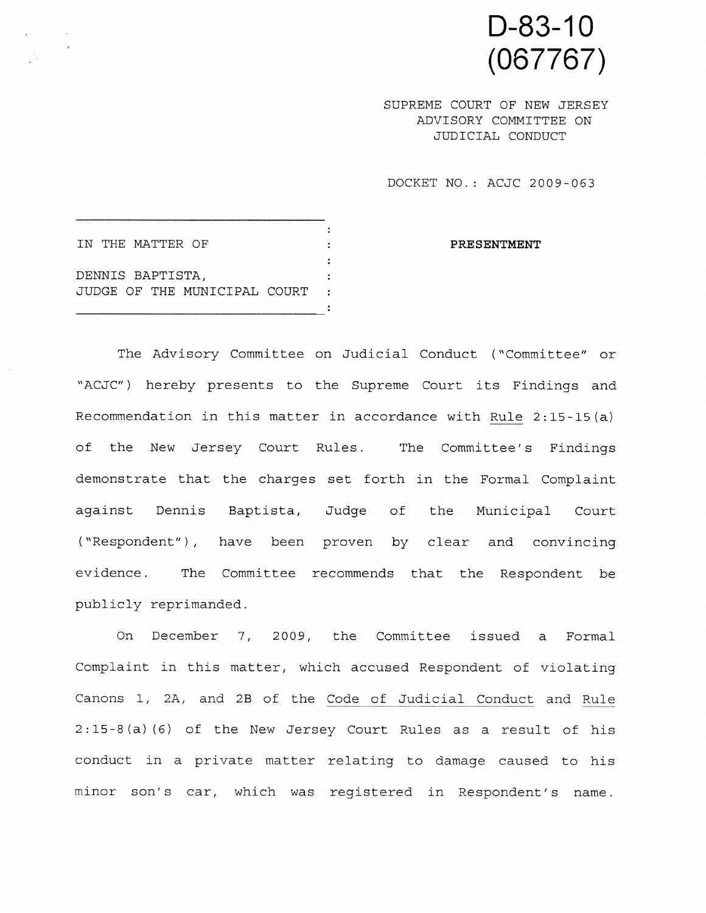# D-83-10 (067767)

SUPREME COURT OF NEW JERSEY
ADVISORY COMMITTEE ON
JUDICIAL CONDUCT

DOCKET NO.: ACJC 2009-063

IN THE MATTER OF

DENNIS BAPTISTA,
JUDGE OF THE MUNICIPAL COURT

**PRESENTMENT**

The Advisory Committee on Judicial Conduct ("Committee" or "ACJC") hereby presents to the Supreme Court its Findings and Recommendation in this matter in accordance with Rule 2:15-15(a) of the New Jersey Court Rules. The Committee's Findings demonstrate that the charges set forth in the Formal Complaint against Dennis Baptista, Judge of the Municipal Court ("Respondent"), have been proven by clear and convincing evidence. The Committee recommends that the Respondent be publicly reprimanded.

On December 7, 2009, the Committee issued a Formal Complaint in this matter, which accused Respondent of violating Canons 1, 2A, and 2B of the Code of Judicial Conduct and Rule 2:15-8(a)(6) of the New Jersey Court Rules as a result of his conduct in a private matter relating to damage caused to his minor son's car, which was registered in Respondent's name.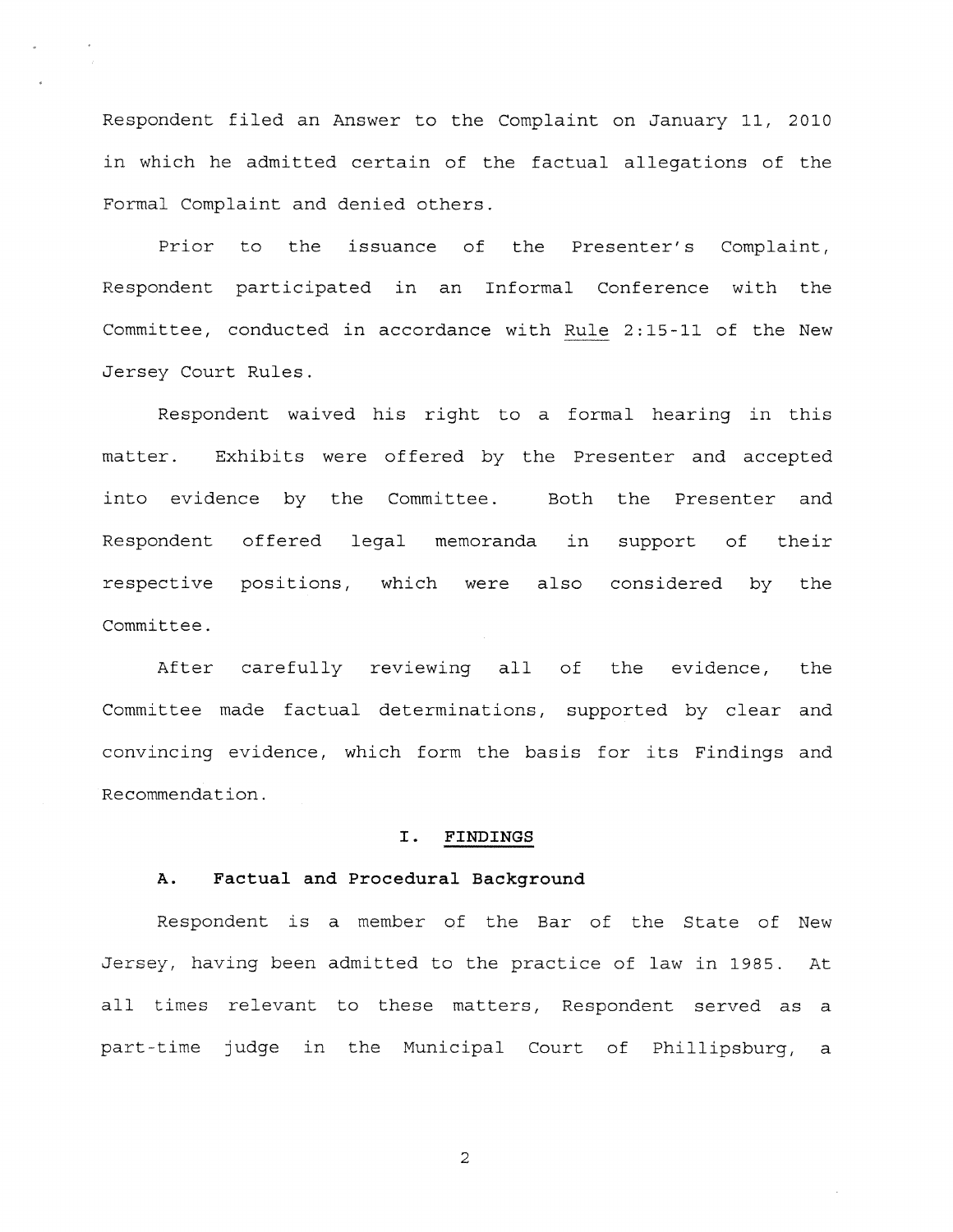Respondent filed an Answer to the Complaint on January 11, 2010 in which he admitted certain of the factual allegations of the Formal Complaint and denied others.

Prior to the issuance of the Presenter's Complaint, Respondent participated in an Informal Conference with the Committee, conducted in accordance with Rule 2:15-11 of the New Jersey Court Rules.

Respondent waived his right to a formal hearing in this matter. Exhibits were offered by the Presenter and accepted into evidence by the Committee. Both the Presenter and Respondent offered legal memoranda in support of their respective positions, which were also considered by the Committee.

After carefully reviewing all of the evidence, the Committee made factual determinations, supported by clear and convincing evidence, which form the basis for its Findings and Recommendation.

## I. FINDINGS

### A. Factual and Procedural Background

Respondent is a member of the Bar of the State of New Jersey, having been admitted to the practice of law in 1985. At all times relevant to these matters, Respondent served as a part-time judge in the Municipal Court of Phillipsburg, a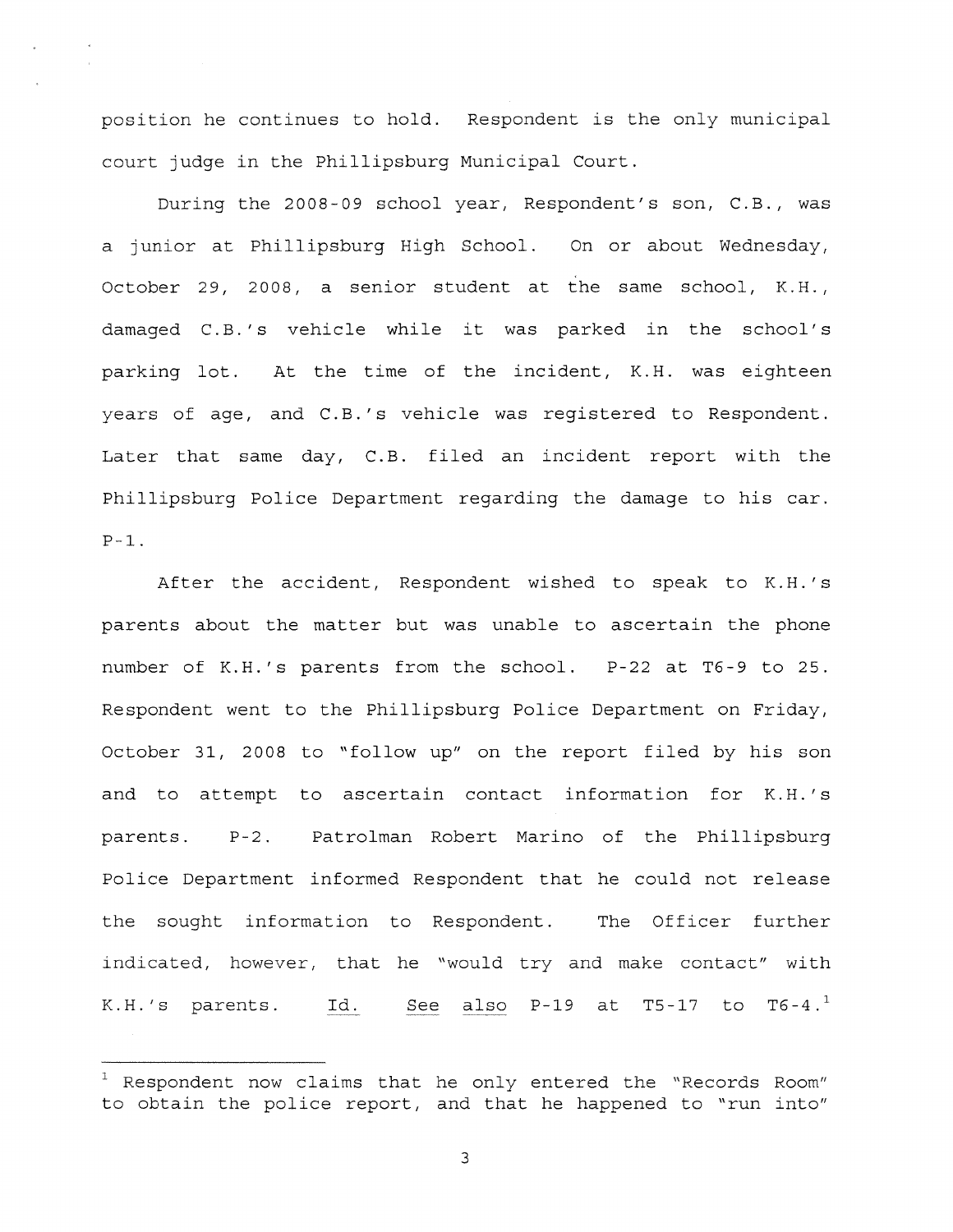position he continues to hold. Respondent is the only municipal court judge in the Phillipsburg Municipal Court.

During the 2008-09 school year, Respondent's son, C.B., was a junior at Phillipsburg High School. On or about Wednesday, October 29, 2008, a senior student at the same school, K.H., damaged C.B.'s vehicle while it was parked in the school's parking lot. At the time of the incident, K.H. was eighteen years of age, and C.B.'s vehicle was registered to Respondent. Later that same day, C.B. filed an incident report with the Phillipsburg Police Department regarding the damage to his car. P-1.

After the accident, Respondent wished to speak to K.H.'s parents about the matter but was unable to ascertain the phone number of K.H.'s parents from the school. P-22 at T6-9 to 25. Respondent went to the Phillipsburg Police Department on Friday, October 31, 2008 to "follow up" on the report filed by his son and to attempt to ascertain contact information for K.H.'s parents. P-2. Patrolman Robert Marino of the Phillipsburg Police Department informed Respondent that he could not release the sought information to Respondent. The Officer further indicated, however, that he "would try and make contact" with K.H.'s parents. Id. See also P-19 at T5-17 to T6-4.[1]

---

[1] Respondent now claims that he only entered the "Records Room" to obtain the police report, and that he happened to "run into"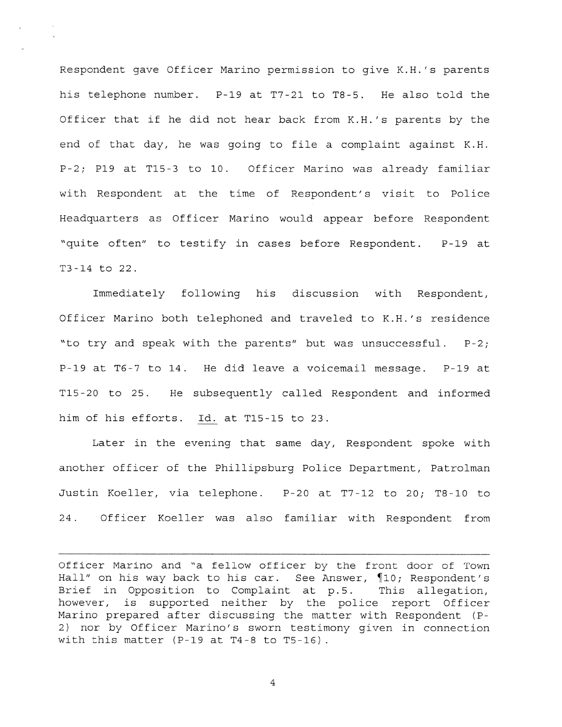Respondent gave Officer Marino permission to give K.H.'s parents his telephone number. P-19 at T7-21 to T8-5. He also told the Officer that if he did not hear back from K.H.'s parents by the end of that day, he was going to file a complaint against K.H. P-2; P19 at T15-3 to 10. Officer Marino was already familiar with Respondent at the time of Respondent's visit to Police Headquarters as Officer Marino would appear before Respondent "quite often" to testify in cases before Respondent. P-19 at T3-14 to 22.

Immediately following his discussion with Respondent, Officer Marino both telephoned and traveled to K.H.'s residence "to try and speak with the parents" but was unsuccessful. P-2; P-19 at T6-7 to 14. He did leave a voicemail message. P-19 at T15-20 to 25. He subsequently called Respondent and informed him of his efforts. Id. at T15-15 to 23.

Later in the evening that same day, Respondent spoke with another officer of the Phillipsburg Police Department, Patrolman Justin Koeller, via telephone. P-20 at T7-12 to 20; T8-10 to 24. Officer Koeller was also familiar with Respondent from

---

Officer Marino and "a fellow officer by the front door of Town Hall" on his way back to his car. See Answer, ¶10; Respondent's Brief in Opposition to Complaint at p.5. This allegation, however, is supported neither by the police report Officer Marino prepared after discussing the matter with Respondent (P-2) nor by Officer Marino's sworn testimony given in connection with this matter (P-19 at T4-8 to T5-16).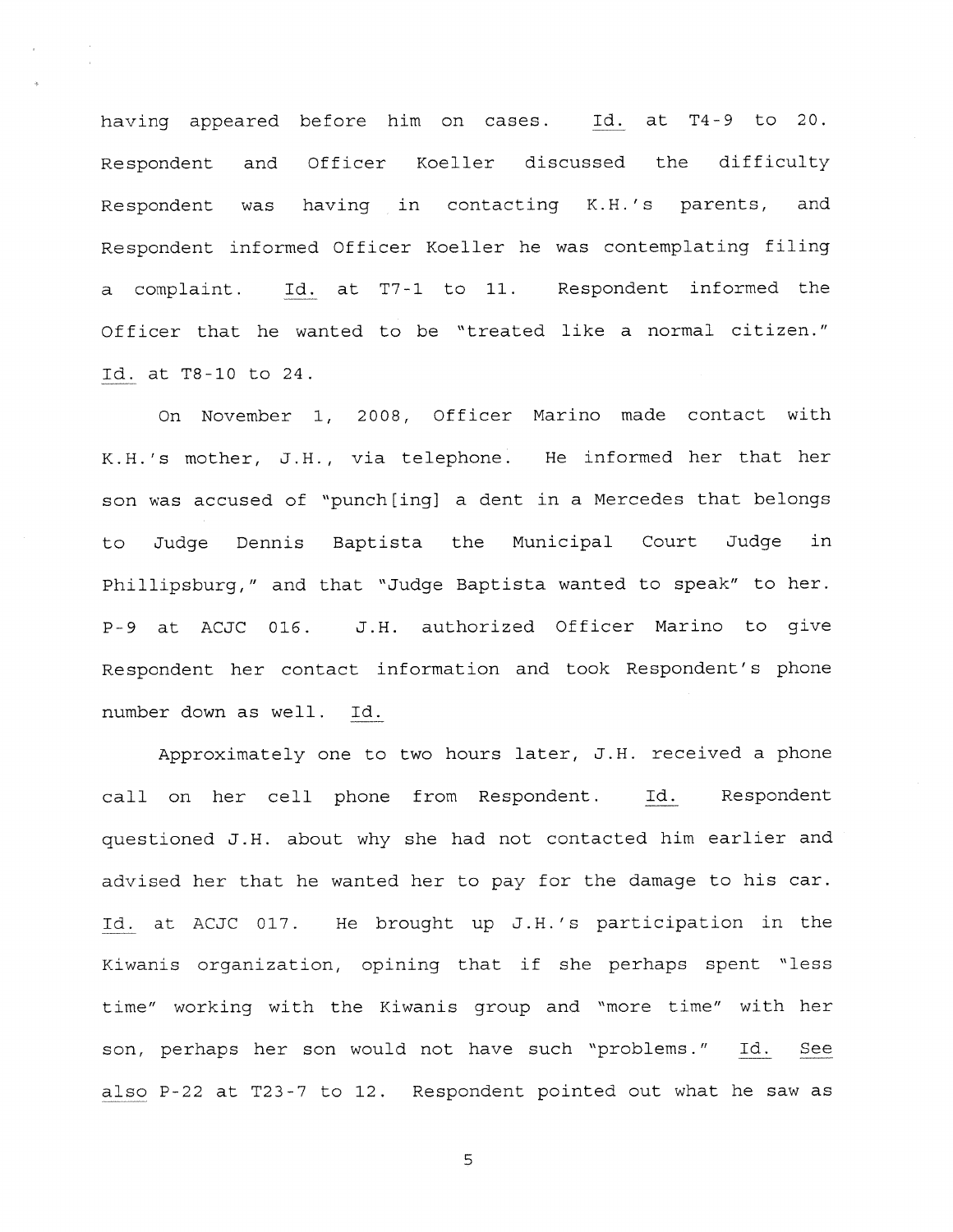having appeared before him on cases. Id. at T4-9 to 20. Respondent and Officer Koeller discussed the difficulty Respondent was having in contacting K.H.'s parents, and Respondent informed Officer Koeller he was contemplating filing a complaint. Id. at T7-1 to 11. Respondent informed the Officer that he wanted to be "treated like a normal citizen." Id. at T8-10 to 24.

On November 1, 2008, Officer Marino made contact with K.H.'s mother, J.H., via telephone. He informed her that her son was accused of "punch[ing] a dent in a Mercedes that belongs to Judge Dennis Baptista the Municipal Court Judge in Phillipsburg," and that "Judge Baptista wanted to speak" to her. P-9 at ACJC 016. J.H. authorized Officer Marino to give Respondent her contact information and took Respondent's phone number down as well. Id.

Approximately one to two hours later, J.H. received a phone call on her cell phone from Respondent. Id. Respondent questioned J.H. about why she had not contacted him earlier and advised her that he wanted her to pay for the damage to his car. Id. at ACJC 017. He brought up J.H.'s participation in the Kiwanis organization, opining that if she perhaps spent "less time" working with the Kiwanis group and "more time" with her son, perhaps her son would not have such "problems." Id. See also P-22 at T23-7 to 12. Respondent pointed out what he saw as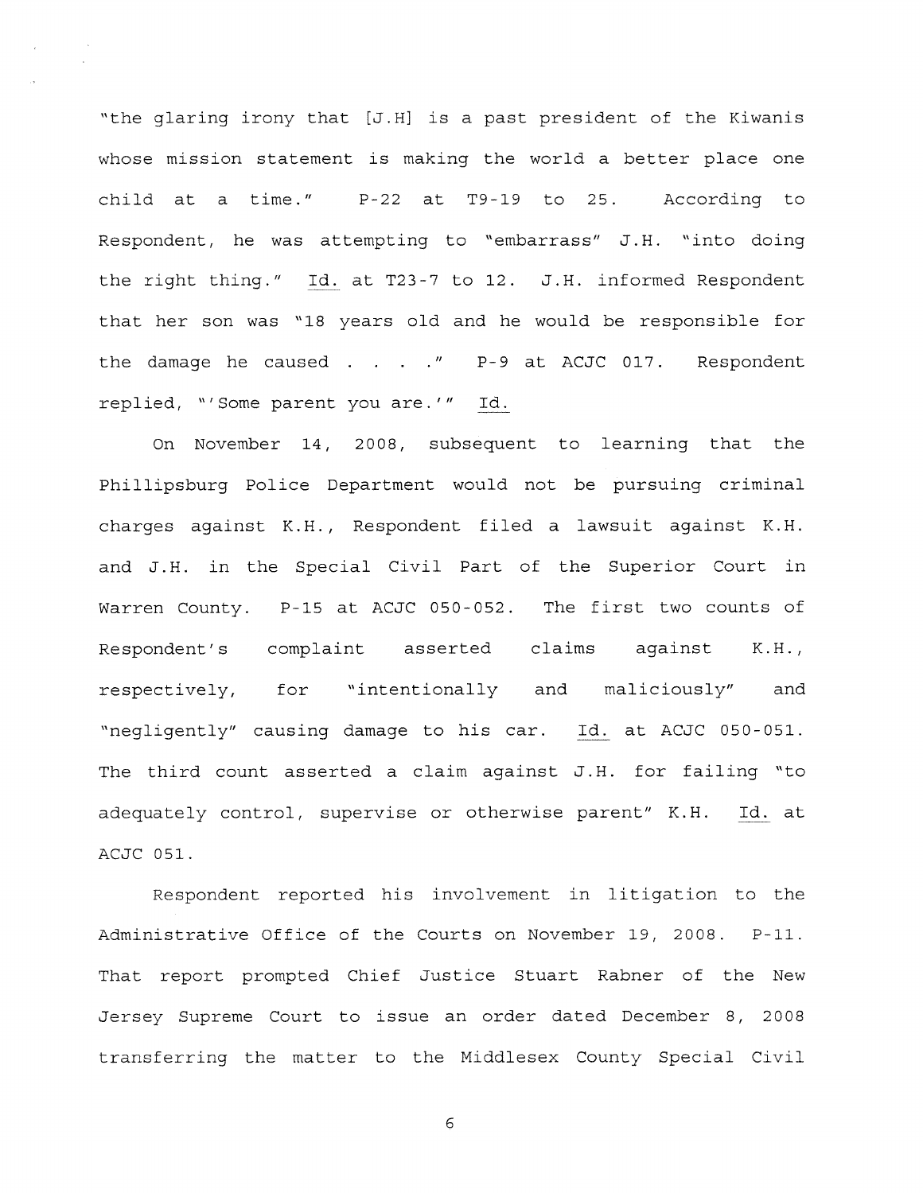"the glaring irony that [J.H] is a past president of the Kiwanis whose mission statement is making the world a better place one child at a time." P-22 at T9-19 to 25. According to Respondent, he was attempting to "embarrass" J.H. "into doing the right thing." _Id._ at T23-7 to 12. J.H. informed Respondent that her son was "18 years old and he would be responsible for the damage he caused . . . ." P-9 at ACJC 017. Respondent replied, "'Some parent you are.'" _Id._

On November 14, 2008, subsequent to learning that the Phillipsburg Police Department would not be pursuing criminal charges against K.H., Respondent filed a lawsuit against K.H. and J.H. in the Special Civil Part of the Superior Court in Warren County. P-15 at ACJC 050-052. The first two counts of Respondent's complaint asserted claims against K.H., respectively, for "intentionally and maliciously" and "negligently" causing damage to his car. _Id._ at ACJC 050-051. The third count asserted a claim against J.H. for failing "to adequately control, supervise or otherwise parent" K.H. _Id._ at ACJC 051.

Respondent reported his involvement in litigation to the Administrative Office of the Courts on November 19, 2008. P-11. That report prompted Chief Justice Stuart Rabner of the New Jersey Supreme Court to issue an order dated December 8, 2008 transferring the matter to the Middlesex County Special Civil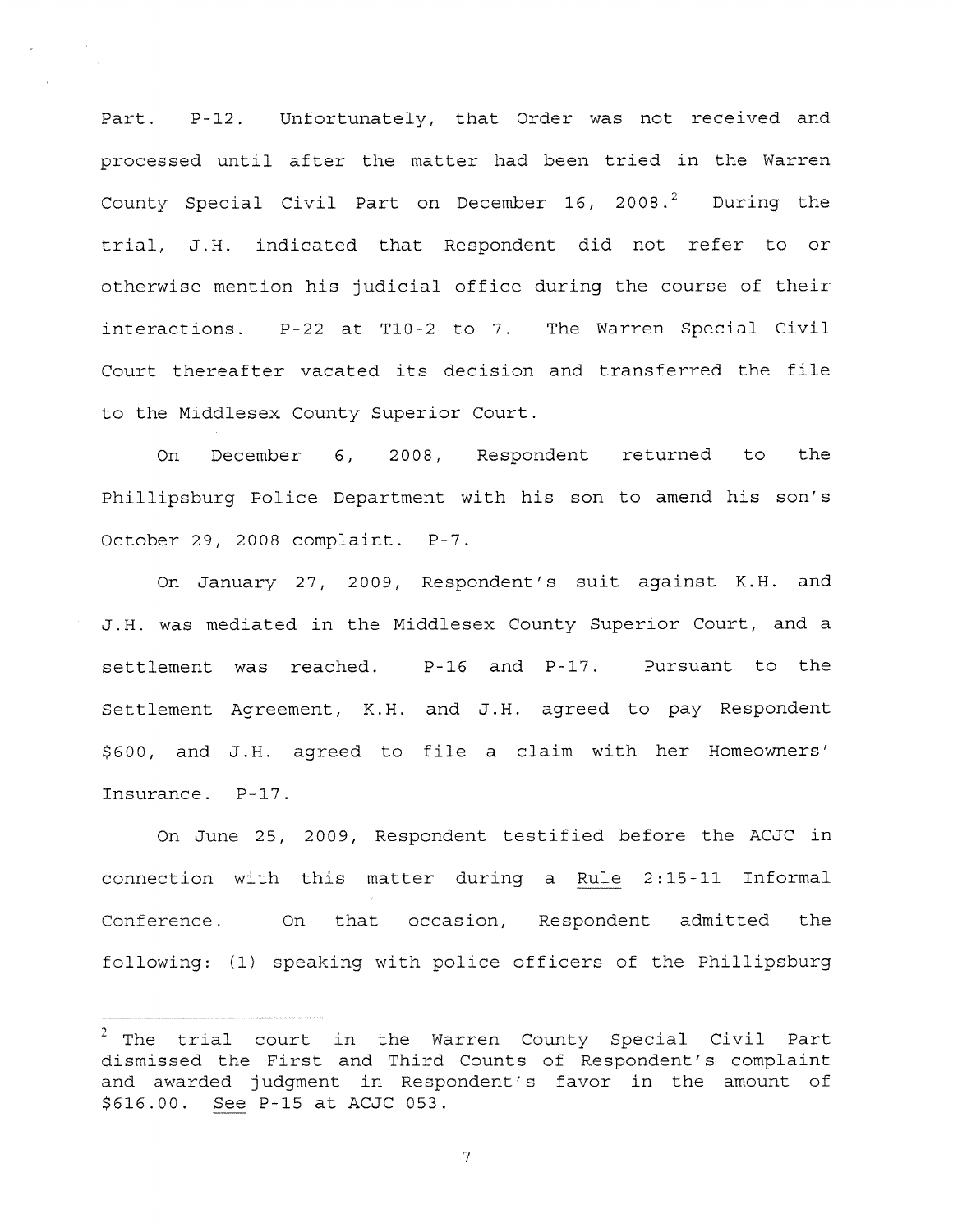Part. P-12. Unfortunately, that Order was not received and processed until after the matter had been tried in the Warren County Special Civil Part on December 16, 2008.[2] During the trial, J.H. indicated that Respondent did not refer to or otherwise mention his judicial office during the course of their interactions. P-22 at T10-2 to 7. The Warren Special Civil Court thereafter vacated its decision and transferred the file to the Middlesex County Superior Court.

On December 6, 2008, Respondent returned to the Phillipsburg Police Department with his son to amend his son's October 29, 2008 complaint. P-7.

On January 27, 2009, Respondent's suit against K.H. and J.H. was mediated in the Middlesex County Superior Court, and a settlement was reached. P-16 and P-17. Pursuant to the Settlement Agreement, K.H. and J.H. agreed to pay Respondent $600, and J.H. agreed to file a claim with her Homeowners' Insurance. P-17.

On June 25, 2009, Respondent testified before the ACJC in connection with this matter during a Rule 2:15-11 Informal Conference. On that occasion, Respondent admitted the following: (1) speaking with police officers of the Phillipsburg

---

[2] The trial court in the Warren County Special Civil Part dismissed the First and Third Counts of Respondent's complaint and awarded judgment in Respondent's favor in the amount of $616.00. *See* P-15 at ACJC 053.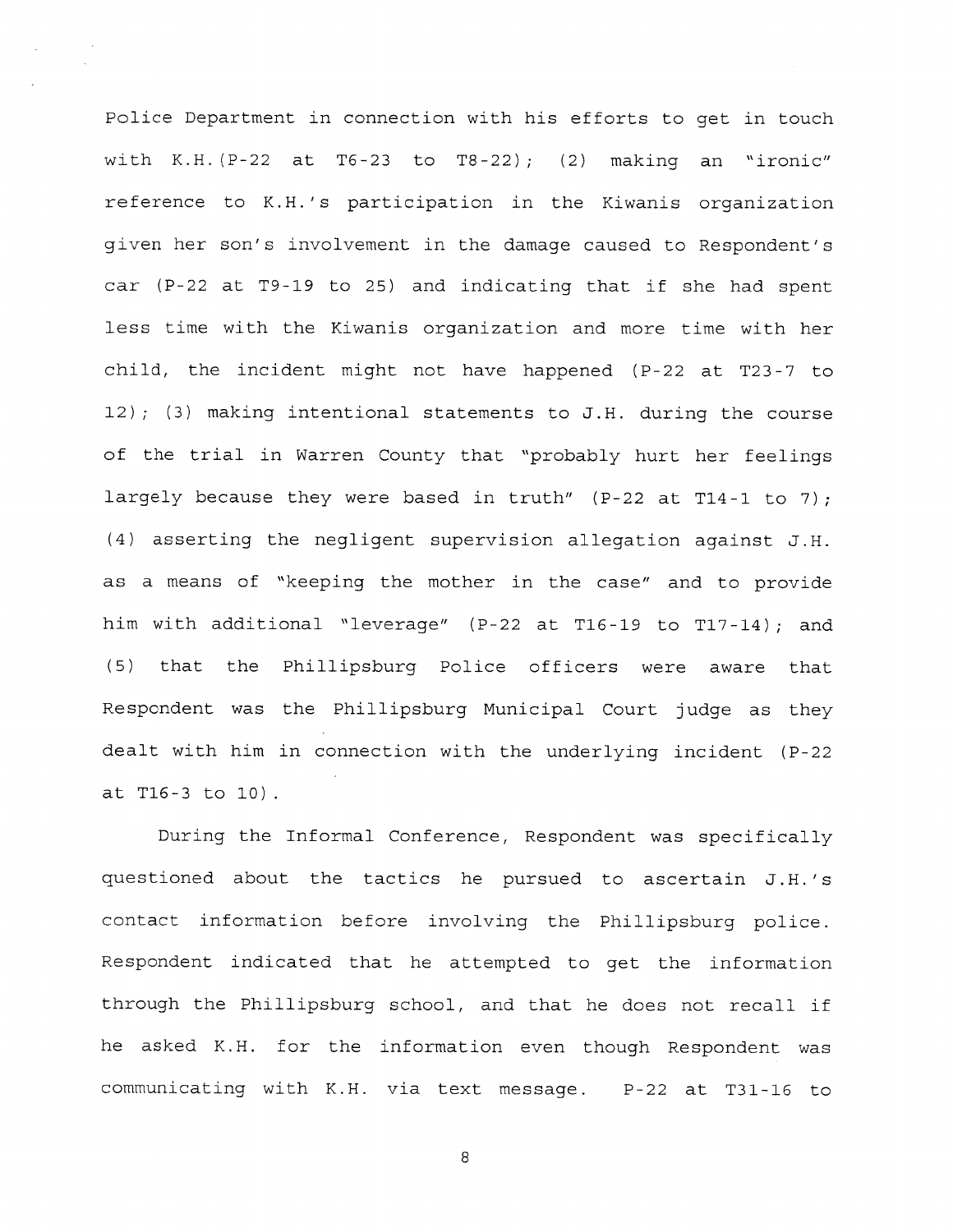Police Department in connection with his efforts to get in touch with K.H. (P-22 at T6-23 to T8-22); (2) making an "ironic" reference to K.H.'s participation in the Kiwanis organization given her son's involvement in the damage caused to Respondent's car (P-22 at T9-19 to 25) and indicating that if she had spent less time with the Kiwanis organization and more time with her child, the incident might not have happened (P-22 at T23-7 to 12); (3) making intentional statements to J.H. during the course of the trial in Warren County that "probably hurt her feelings largely because they were based in truth" (P-22 at T14-1 to 7); (4) asserting the negligent supervision allegation against J.H. as a means of "keeping the mother in the case" and to provide him with additional "leverage" (P-22 at T16-19 to T17-14); and (5) that the Phillipsburg Police officers were aware that Respondent was the Phillipsburg Municipal Court judge as they dealt with him in connection with the underlying incident (P-22 at T16-3 to 10).

During the Informal Conference, Respondent was specifically questioned about the tactics he pursued to ascertain J.H.'s contact information before involving the Phillipsburg police. Respondent indicated that he attempted to get the information through the Phillipsburg school, and that he does not recall if he asked K.H. for the information even though Respondent was communicating with K.H. via text message. P-22 at T31-16 to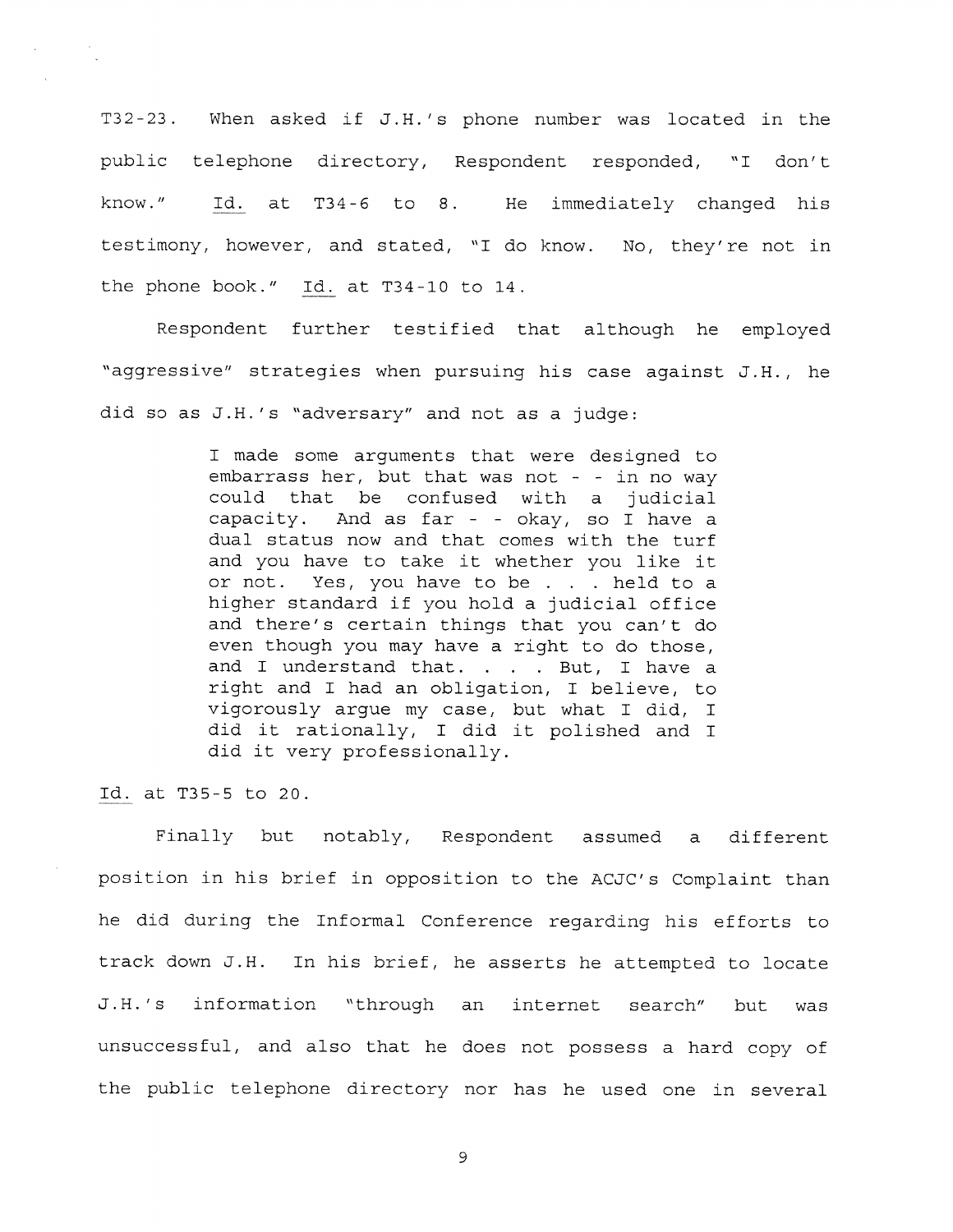T32-23. When asked if J.H.'s phone number was located in the public telephone directory, Respondent responded, "I don't know." Id. at T34-6 to 8. He immediately changed his testimony, however, and stated, "I do know. No, they're not in the phone book." Id. at T34-10 to 14.

Respondent further testified that although he employed "aggressive" strategies when pursuing his case against J.H., he did so as J.H.'s "adversary" and not as a judge:

> I made some arguments that were designed to embarrass her, but that was not - - in no way could that be confused with a judicial capacity. And as far - - okay, so I have a dual status now and that comes with the turf and you have to take it whether you like it or not. Yes, you have to be . . . held to a higher standard if you hold a judicial office and there's certain things that you can't do even though you may have a right to do those, and I understand that. . . . But, I have a right and I had an obligation, I believe, to vigorously argue my case, but what I did, I did it rationally, I did it polished and I did it very professionally.

Id. at T35-5 to 20.

Finally but notably, Respondent assumed a different position in his brief in opposition to the ACJC's Complaint than he did during the Informal Conference regarding his efforts to track down J.H. In his brief, he asserts he attempted to locate J.H.'s information "through an internet search" but was unsuccessful, and also that he does not possess a hard copy of the public telephone directory nor has he used one in several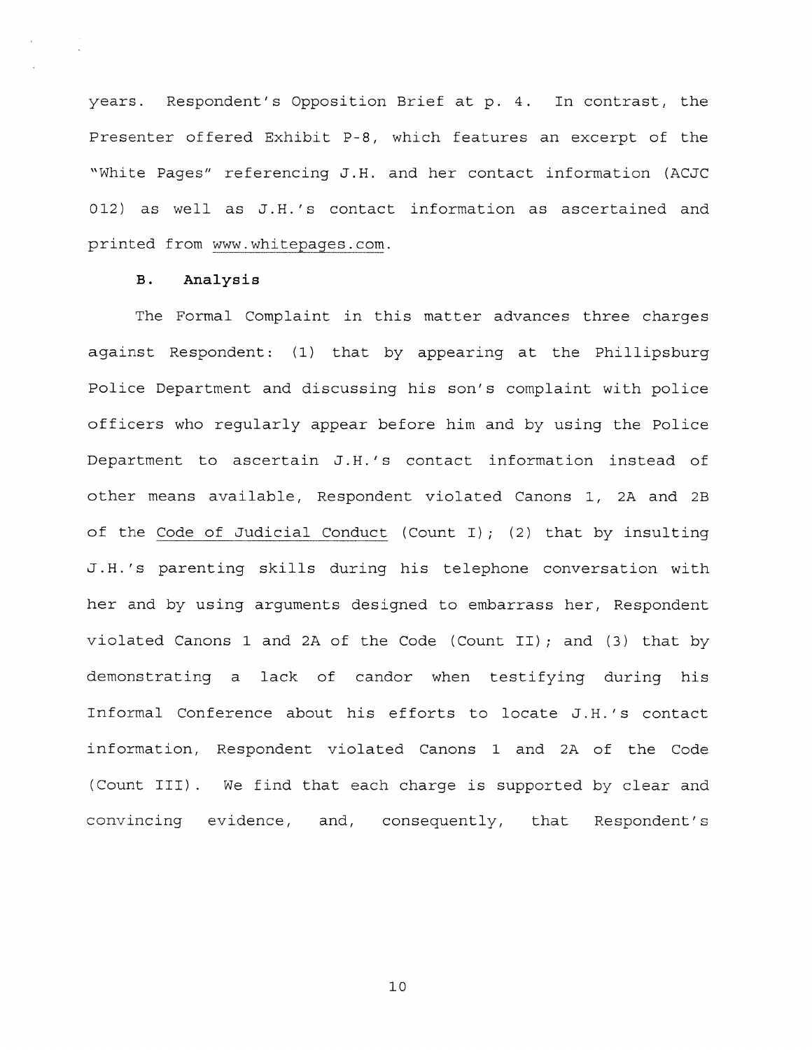years. Respondent's Opposition Brief at p. 4. In contrast, the Presenter offered Exhibit P-8, which features an excerpt of the "White Pages" referencing J.H. and her contact information (ACJC 012) as well as J.H.'s contact information as ascertained and printed from www.whitepages.com.

### B. Analysis

The Formal Complaint in this matter advances three charges against Respondent: (1) that by appearing at the Phillipsburg Police Department and discussing his son's complaint with police officers who regularly appear before him and by using the Police Department to ascertain J.H.'s contact information instead of other means available, Respondent violated Canons 1, 2A and 2B of the Code of Judicial Conduct (Count I); (2) that by insulting J.H.'s parenting skills during his telephone conversation with her and by using arguments designed to embarrass her, Respondent violated Canons 1 and 2A of the Code (Count II); and (3) that by demonstrating a lack of candor when testifying during his Informal Conference about his efforts to locate J.H.'s contact information, Respondent violated Canons 1 and 2A of the Code (Count III). We find that each charge is supported by clear and convincing evidence, and, consequently, that Respondent's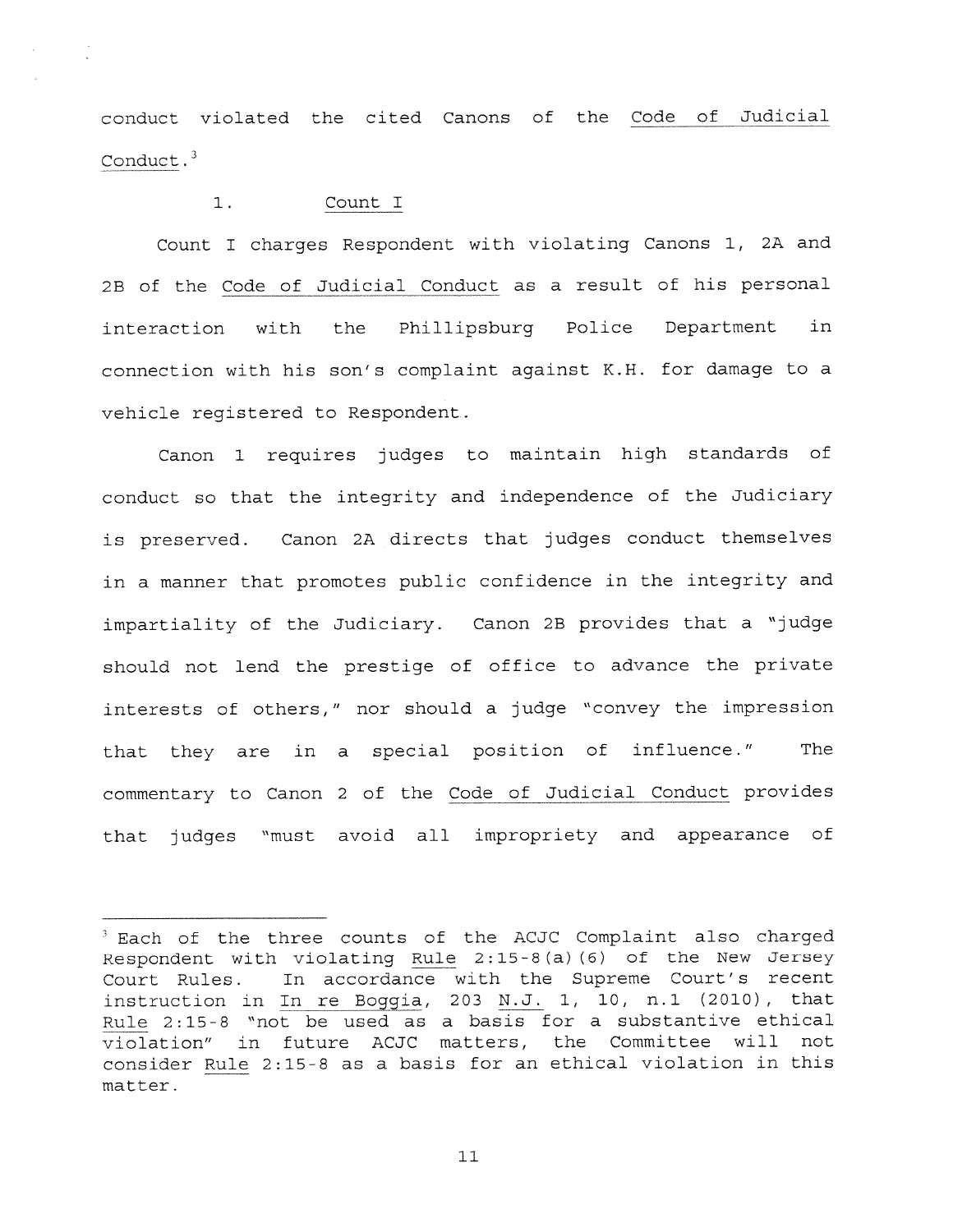conduct violated the cited Canons of the Code of Judicial Conduct.[3]

1. Count I

Count I charges Respondent with violating Canons 1, 2A and 2B of the Code of Judicial Conduct as a result of his personal interaction with the Phillipsburg Police Department in connection with his son's complaint against K.H. for damage to a vehicle registered to Respondent.

Canon 1 requires judges to maintain high standards of conduct so that the integrity and independence of the Judiciary is preserved. Canon 2A directs that judges conduct themselves in a manner that promotes public confidence in the integrity and impartiality of the Judiciary. Canon 2B provides that a "judge should not lend the prestige of office to advance the private interests of others," nor should a judge "convey the impression that they are in a special position of influence." The commentary to Canon 2 of the Code of Judicial Conduct provides that judges "must avoid all impropriety and appearance of

---

[3] Each of the three counts of the ACJC Complaint also charged Respondent with violating Rule 2:15-8(a)(6) of the New Jersey Court Rules. In accordance with the Supreme Court's recent instruction in In re Boggia, 203 N.J. 1, 10, n.1 (2010), that Rule 2:15-8 "not be used as a basis for a substantive ethical violation" in future ACJC matters, the Committee will not consider Rule 2:15-8 as a basis for an ethical violation in this matter.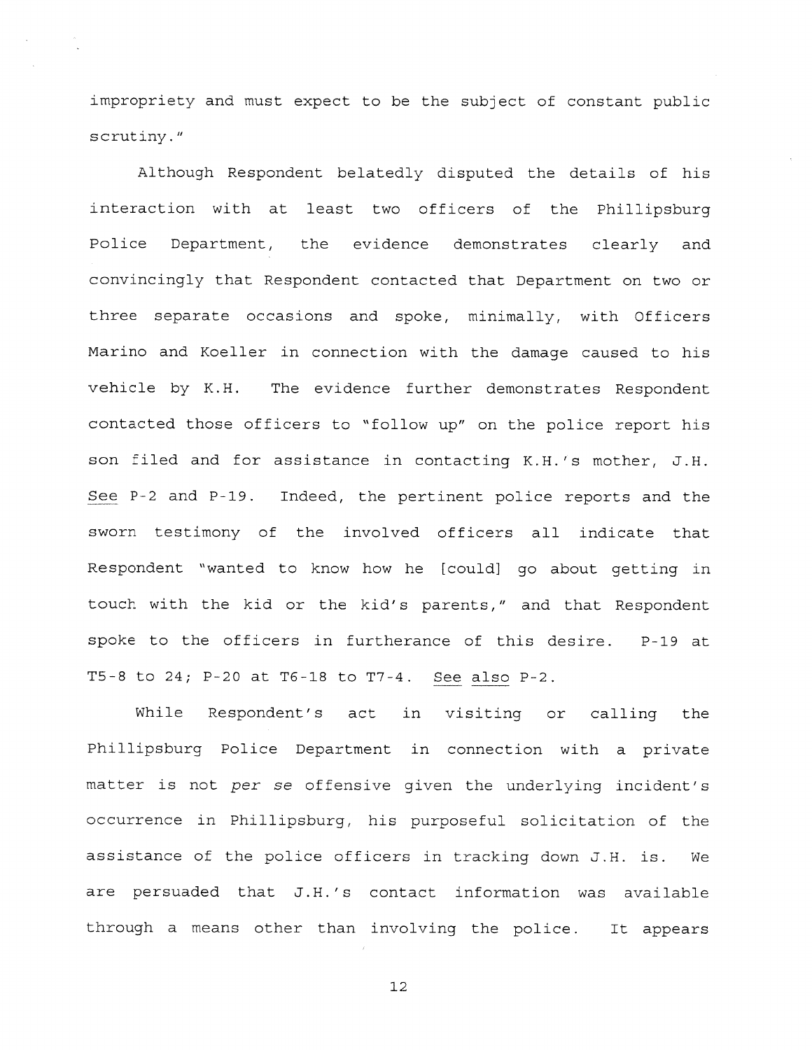impropriety and must expect to be the subject of constant public scrutiny."

Although Respondent belatedly disputed the details of his interaction with at least two officers of the Phillipsburg Police Department, the evidence demonstrates clearly and convincingly that Respondent contacted that Department on two or three separate occasions and spoke, minimally, with Officers Marino and Koeller in connection with the damage caused to his vehicle by K.H. The evidence further demonstrates Respondent contacted those officers to "follow up" on the police report his son filed and for assistance in contacting K.H.'s mother, J.H. See P-2 and P-19. Indeed, the pertinent police reports and the sworn testimony of the involved officers all indicate that Respondent "wanted to know how he [could] go about getting in touch with the kid or the kid's parents," and that Respondent spoke to the officers in furtherance of this desire. P-19 at T5-8 to 24; P-20 at T6-18 to T7-4. See also P-2.

While Respondent's act in visiting or calling the Phillipsburg Police Department in connection with a private matter is not *per se* offensive given the underlying incident's occurrence in Phillipsburg, his purposeful solicitation of the assistance of the police officers in tracking down J.H. is. We are persuaded that J.H.'s contact information was available through a means other than involving the police. It appears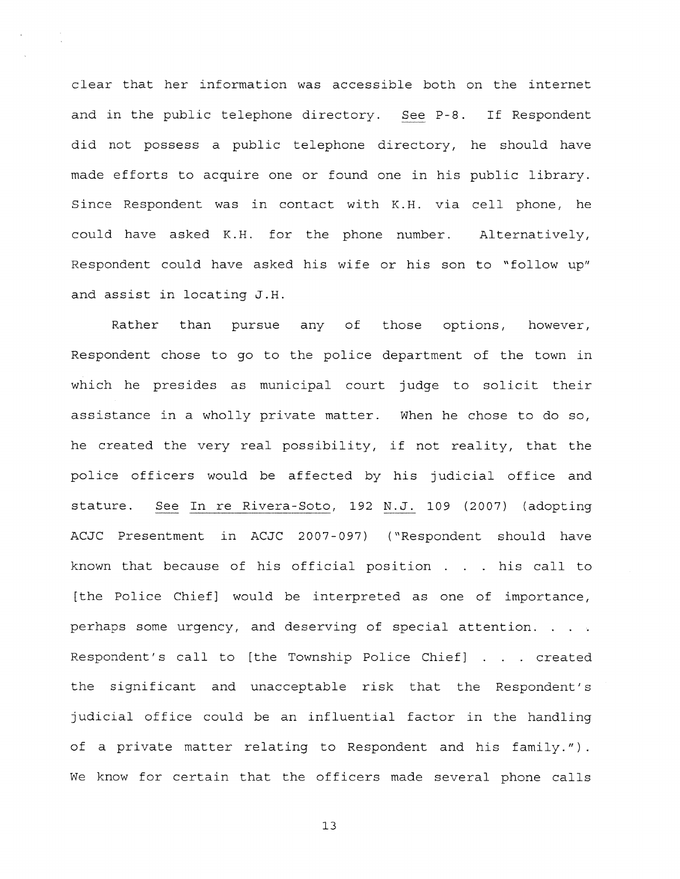clear that her information was accessible both on the internet and in the public telephone directory. See P-8. If Respondent did not possess a public telephone directory, he should have made efforts to acquire one or found one in his public library. Since Respondent was in contact with K.H. via cell phone, he could have asked K.H. for the phone number. Alternatively, Respondent could have asked his wife or his son to "follow up" and assist in locating J.H.

Rather than pursue any of those options, however, Respondent chose to go to the police department of the town in which he presides as municipal court judge to solicit their assistance in a wholly private matter. When he chose to do so, he created the very real possibility, if not reality, that the police officers would be affected by his judicial office and stature. See In re Rivera-Soto, 192 N.J. 109 (2007) (adopting ACJC Presentment in ACJC 2007-097) ("Respondent should have known that because of his official position . . . his call to [the Police Chief] would be interpreted as one of importance, perhaps some urgency, and deserving of special attention. . . . Respondent's call to [the Township Police Chief] . . . created the significant and unacceptable risk that the Respondent's judicial office could be an influential factor in the handling of a private matter relating to Respondent and his family."). We know for certain that the officers made several phone calls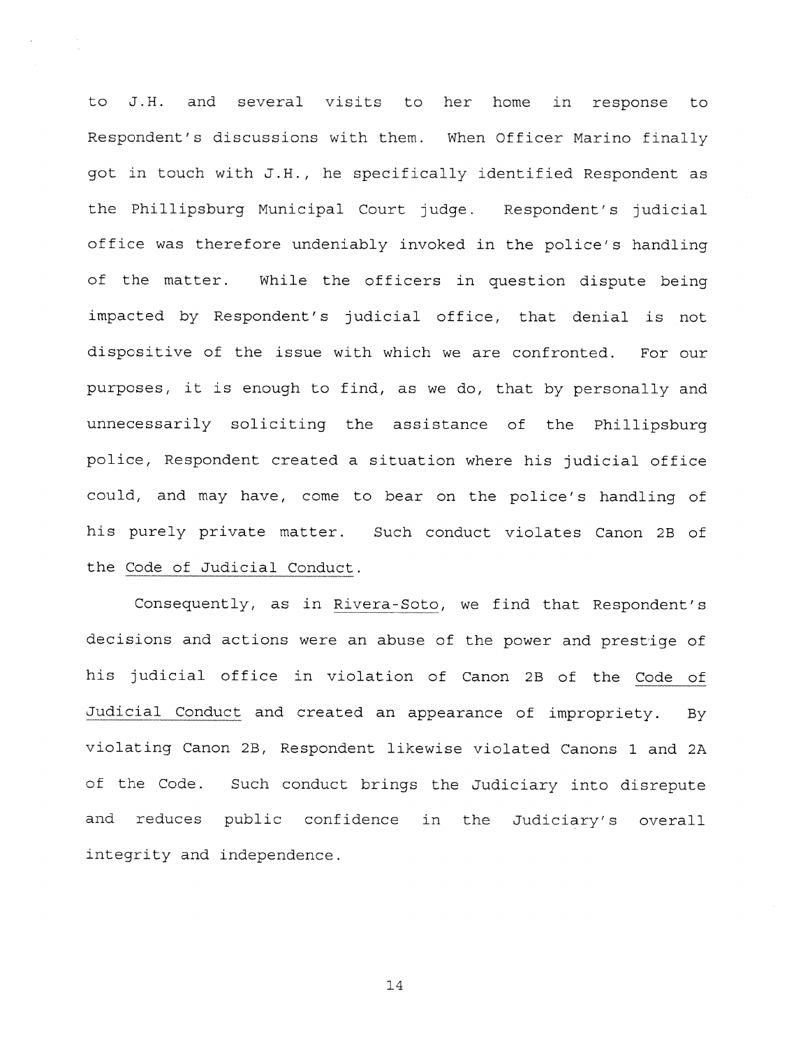to J.H. and several visits to her home in response to Respondent's discussions with them. When Officer Marino finally got in touch with J.H., he specifically identified Respondent as the Phillipsburg Municipal Court judge. Respondent's judicial office was therefore undeniably invoked in the police's handling of the matter. While the officers in question dispute being impacted by Respondent's judicial office, that denial is not dispositive of the issue with which we are confronted. For our purposes, it is enough to find, as we do, that by personally and unnecessarily soliciting the assistance of the Phillipsburg police, Respondent created a situation where his judicial office could, and may have, come to bear on the police's handling of his purely private matter. Such conduct violates Canon 2B of the Code of Judicial Conduct.

Consequently, as in Rivera-Soto, we find that Respondent's decisions and actions were an abuse of the power and prestige of his judicial office in violation of Canon 2B of the Code of Judicial Conduct and created an appearance of impropriety. By violating Canon 2B, Respondent likewise violated Canons 1 and 2A of the Code. Such conduct brings the Judiciary into disrepute and reduces public confidence in the Judiciary's overall integrity and independence.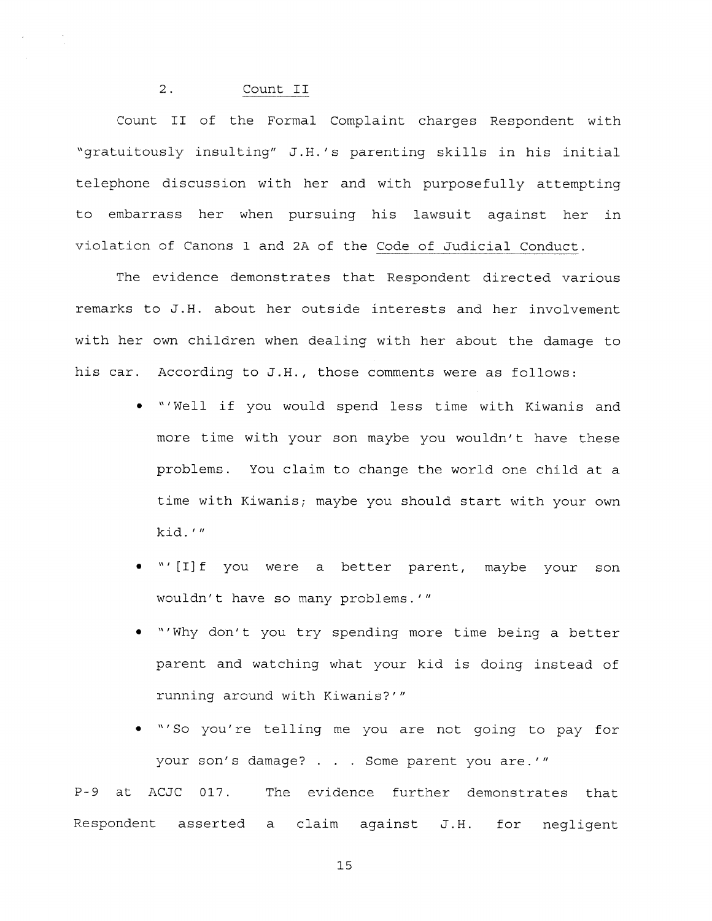2. Count II

Count II of the Formal Complaint charges Respondent with "gratuitously insulting" J.H.'s parenting skills in his initial telephone discussion with her and with purposefully attempting to embarrass her when pursuing his lawsuit against her in violation of Canons 1 and 2A of the Code of Judicial Conduct.

The evidence demonstrates that Respondent directed various remarks to J.H. about her outside interests and her involvement with her own children when dealing with her about the damage to his car. According to J.H., those comments were as follows:

- "'Well if you would spend less time with Kiwanis and more time with your son maybe you wouldn't have these problems. You claim to change the world one child at a time with Kiwanis; maybe you should start with your own kid.'"
- "'[I]f you were a better parent, maybe your son wouldn't have so many problems.'"
- "'Why don't you try spending more time being a better parent and watching what your kid is doing instead of running around with Kiwanis?'"
- "'So you're telling me you are not going to pay for your son's damage? . . . Some parent you are.'"

P-9 at ACJC 017. The evidence further demonstrates that Respondent asserted a claim against J.H. for negligent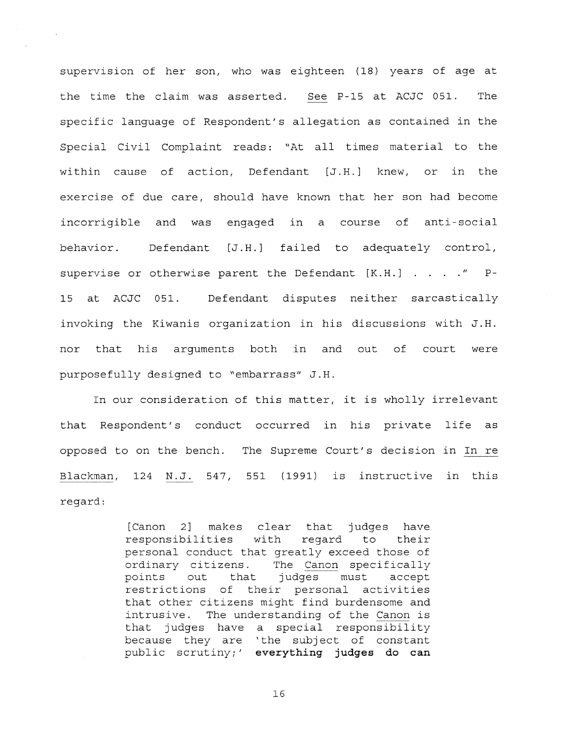supervision of her son, who was eighteen (18) years of age at the time the claim was asserted. See P-15 at ACJC 051. The specific language of Respondent's allegation as contained in the Special Civil Complaint reads: "At all times material to the within cause of action, Defendant [J.H.] knew, or in the exercise of due care, should have known that her son had become incorrigible and was engaged in a course of anti-social behavior. Defendant [J.H.] failed to adequately control, supervise or otherwise parent the Defendant [K.H.] . . . ." P-15 at ACJC 051. Defendant disputes neither sarcastically invoking the Kiwanis organization in his discussions with J.H. nor that his arguments both in and out of court were purposefully designed to "embarrass" J.H.

In our consideration of this matter, it is wholly irrelevant that Respondent's conduct occurred in his private life as opposed to on the bench. The Supreme Court's decision in In re Blackman, 124 N.J. 547, 551 (1991) is instructive in this regard:

> [Canon 2] makes clear that judges have responsibilities with regard to their personal conduct that greatly exceed those of ordinary citizens. The Canon specifically points out that judges must accept restrictions of their personal activities that other citizens might find burdensome and intrusive. The understanding of the Canon is that judges have a special responsibility because they are 'the subject of constant public scrutiny;' **everything judges do can**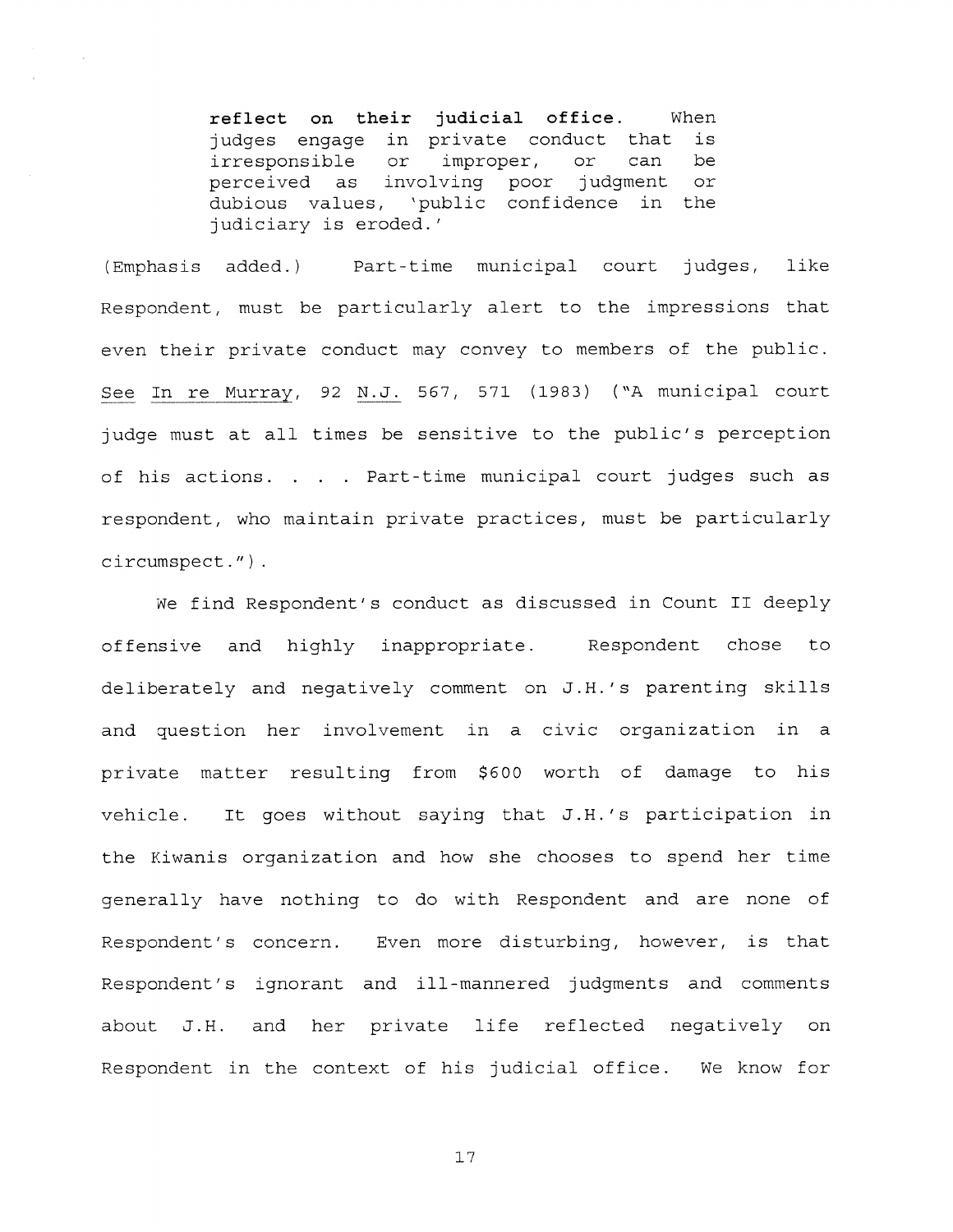> **reflect on their judicial office.** When judges engage in private conduct that is irresponsible or improper, or can be perceived as involving poor judgment or dubious values, 'public confidence in the judiciary is eroded.'

(Emphasis added.) Part-time municipal court judges, like Respondent, must be particularly alert to the impressions that even their private conduct may convey to members of the public. See In re Murray, 92 N.J. 567, 571 (1983) ("A municipal court judge must at all times be sensitive to the public's perception of his actions. . . . Part-time municipal court judges such as respondent, who maintain private practices, must be particularly circumspect.").

We find Respondent's conduct as discussed in Count II deeply offensive and highly inappropriate. Respondent chose to deliberately and negatively comment on J.H.'s parenting skills and question her involvement in a civic organization in a private matter resulting from $600 worth of damage to his vehicle. It goes without saying that J.H.'s participation in the Kiwanis organization and how she chooses to spend her time generally have nothing to do with Respondent and are none of Respondent's concern. Even more disturbing, however, is that Respondent's ignorant and ill-mannered judgments and comments about J.H. and her private life reflected negatively on Respondent in the context of his judicial office. We know for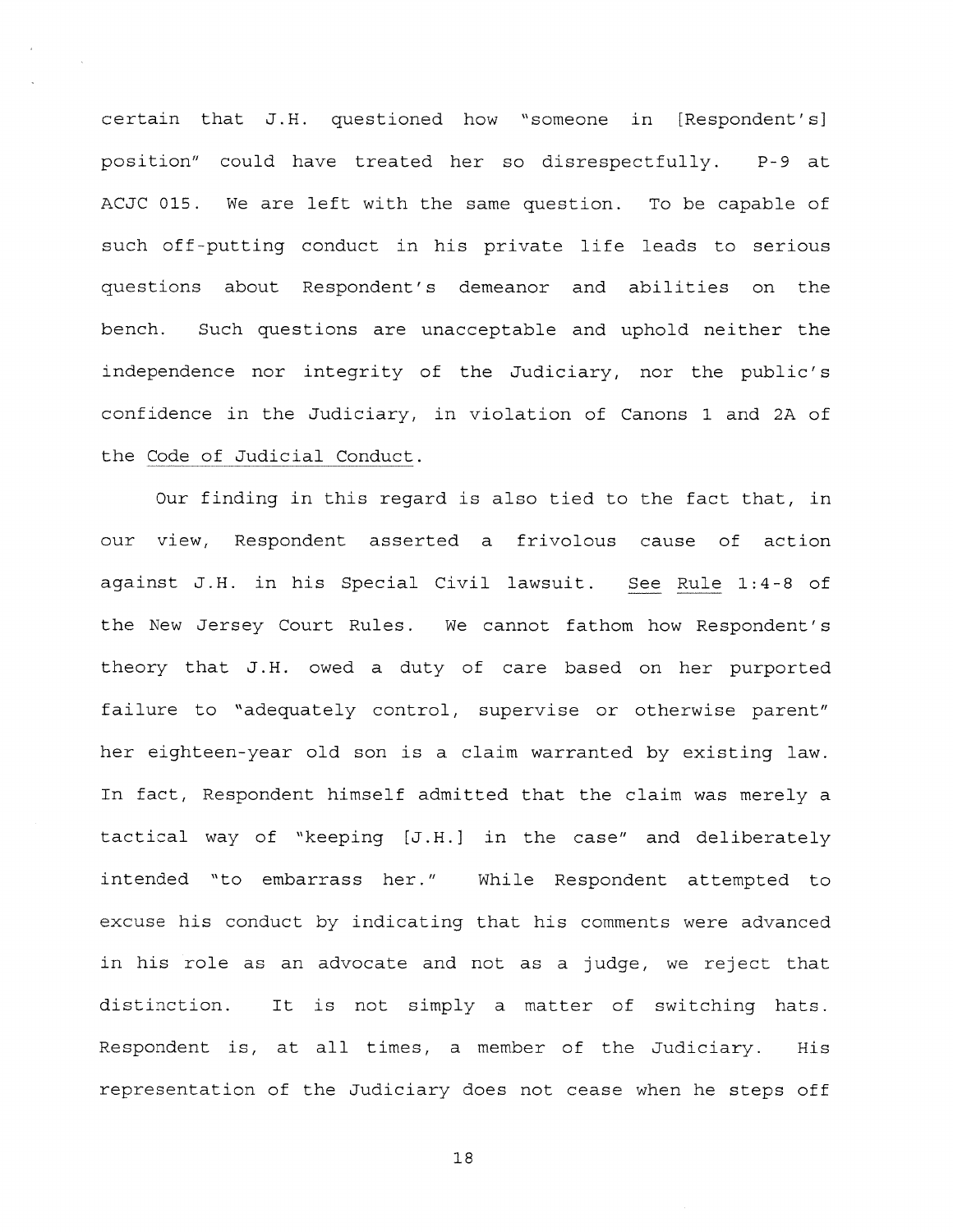certain that J.H. questioned how "someone in [Respondent's] position" could have treated her so disrespectfully. P-9 at ACJC 015. We are left with the same question. To be capable of such off-putting conduct in his private life leads to serious questions about Respondent's demeanor and abilities on the bench. Such questions are unacceptable and uphold neither the independence nor integrity of the Judiciary, nor the public's confidence in the Judiciary, in violation of Canons 1 and 2A of the Code of Judicial Conduct.

Our finding in this regard is also tied to the fact that, in our view, Respondent asserted a frivolous cause of action against J.H. in his Special Civil lawsuit. See Rule 1:4-8 of the New Jersey Court Rules. We cannot fathom how Respondent's theory that J.H. owed a duty of care based on her purported failure to "adequately control, supervise or otherwise parent" her eighteen-year old son is a claim warranted by existing law. In fact, Respondent himself admitted that the claim was merely a tactical way of "keeping [J.H.] in the case" and deliberately intended "to embarrass her." While Respondent attempted to excuse his conduct by indicating that his comments were advanced in his role as an advocate and not as a judge, we reject that distinction. It is not simply a matter of switching hats. Respondent is, at all times, a member of the Judiciary. His representation of the Judiciary does not cease when he steps off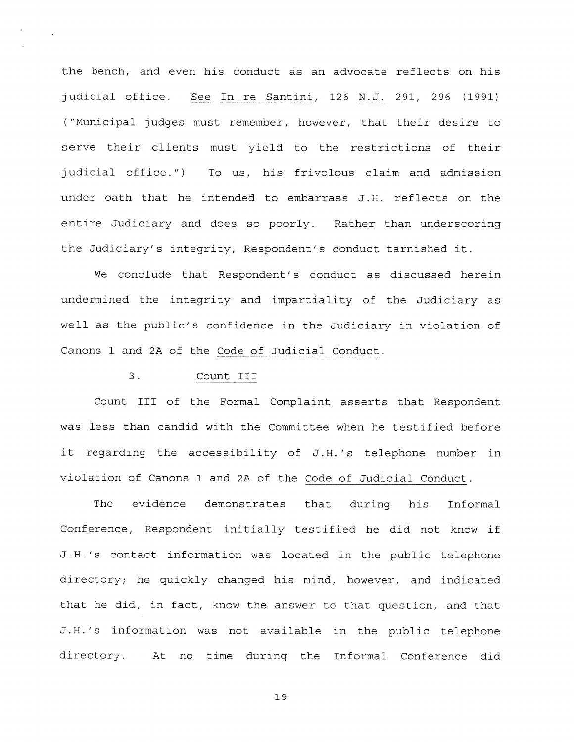the bench, and even his conduct as an advocate reflects on his judicial office. See In re Santini, 126 N.J. 291, 296 (1991) ("Municipal judges must remember, however, that their desire to serve their clients must yield to the restrictions of their judicial office.") To us, his frivolous claim and admission under oath that he intended to embarrass J.H. reflects on the entire Judiciary and does so poorly. Rather than underscoring the Judiciary's integrity, Respondent's conduct tarnished it.

We conclude that Respondent's conduct as discussed herein undermined the integrity and impartiality of the Judiciary as well as the public's confidence in the Judiciary in violation of Canons 1 and 2A of the Code of Judicial Conduct.

### 3. Count III

Count III of the Formal Complaint asserts that Respondent was less than candid with the Committee when he testified before it regarding the accessibility of J.H.'s telephone number in violation of Canons 1 and 2A of the Code of Judicial Conduct.

The evidence demonstrates that during his Informal Conference, Respondent initially testified he did not know if J.H.'s contact information was located in the public telephone directory; he quickly changed his mind, however, and indicated that he did, in fact, know the answer to that question, and that J.H.'s information was not available in the public telephone directory. At no time during the Informal Conference did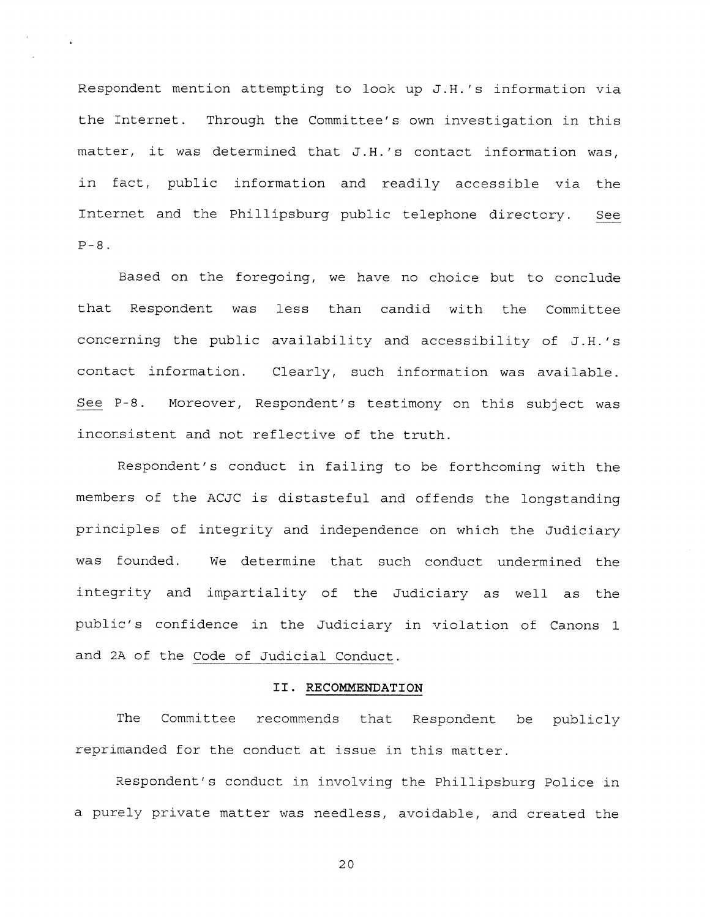Respondent mention attempting to look up J.H.'s information via the Internet. Through the Committee's own investigation in this matter, it was determined that J.H.'s contact information was, in fact, public information and readily accessible via the Internet and the Phillipsburg public telephone directory. See P-8.

Based on the foregoing, we have no choice but to conclude that Respondent was less than candid with the Committee concerning the public availability and accessibility of J.H.'s contact information. Clearly, such information was available. See P-8. Moreover, Respondent's testimony on this subject was inconsistent and not reflective of the truth.

Respondent's conduct in failing to be forthcoming with the members of the ACJC is distasteful and offends the longstanding principles of integrity and independence on which the Judiciary was founded. We determine that such conduct undermined the integrity and impartiality of the Judiciary as well as the public's confidence in the Judiciary in violation of Canons 1 and 2A of the Code of Judicial Conduct.

## II. RECOMMENDATION

The Committee recommends that Respondent be publicly reprimanded for the conduct at issue in this matter.

Respondent's conduct in involving the Phillipsburg Police in a purely private matter was needless, avoidable, and created the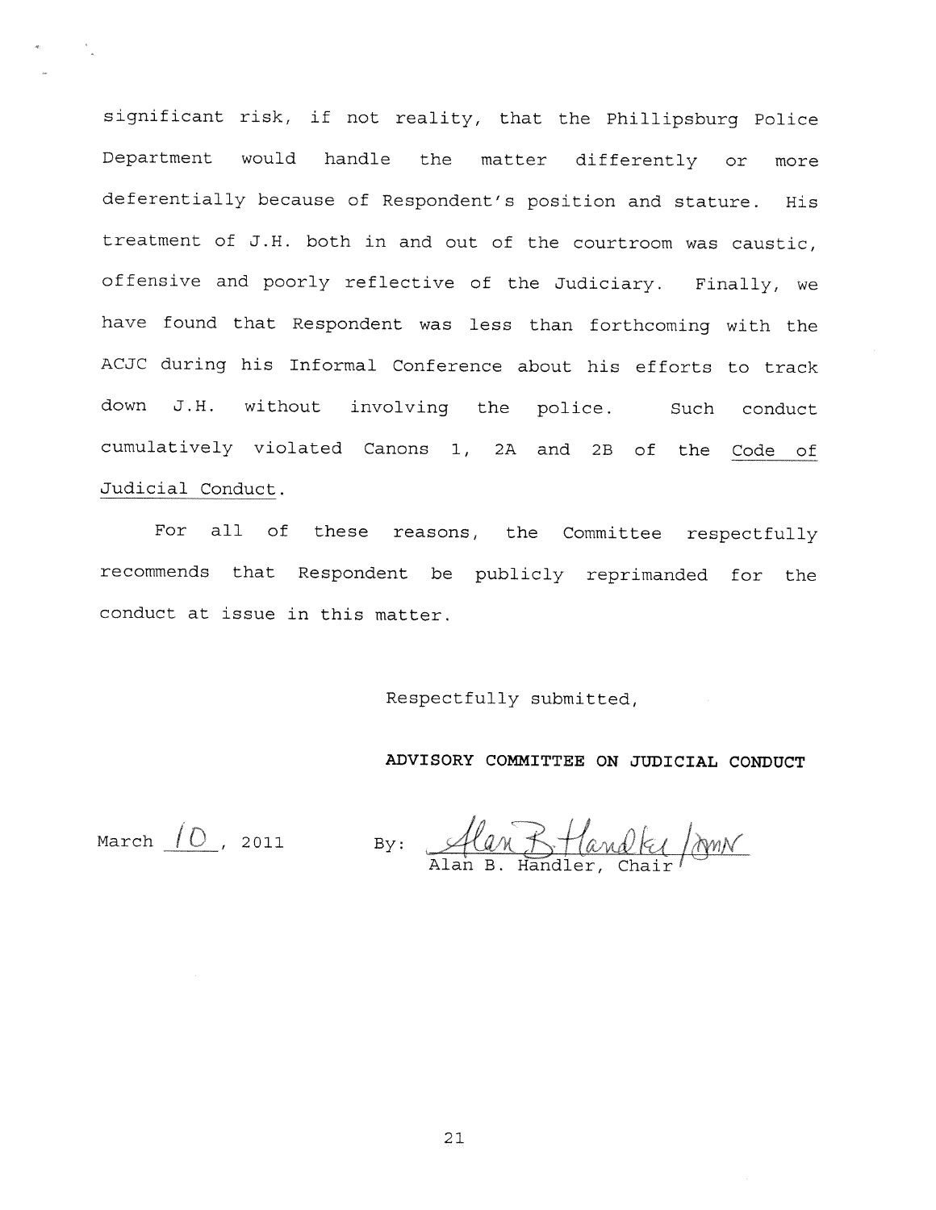significant risk, if not reality, that the Phillipsburg Police Department would handle the matter differently or more deferentially because of Respondent's position and stature. His treatment of J.H. both in and out of the courtroom was caustic, offensive and poorly reflective of the Judiciary. Finally, we have found that Respondent was less than forthcoming with the ACJC during his Informal Conference about his efforts to track down J.H. without involving the police. Such conduct cumulatively violated Canons 1, 2A and 2B of the Code of Judicial Conduct.

For all of these reasons, the Committee respectfully recommends that Respondent be publicly reprimanded for the conduct at issue in this matter.

Respectfully submitted,

**ADVISORY COMMITTEE ON JUDICIAL CONDUCT**

March 10, 2011

By: Alan B. Handler /DMN
Alan B. Handler, Chair